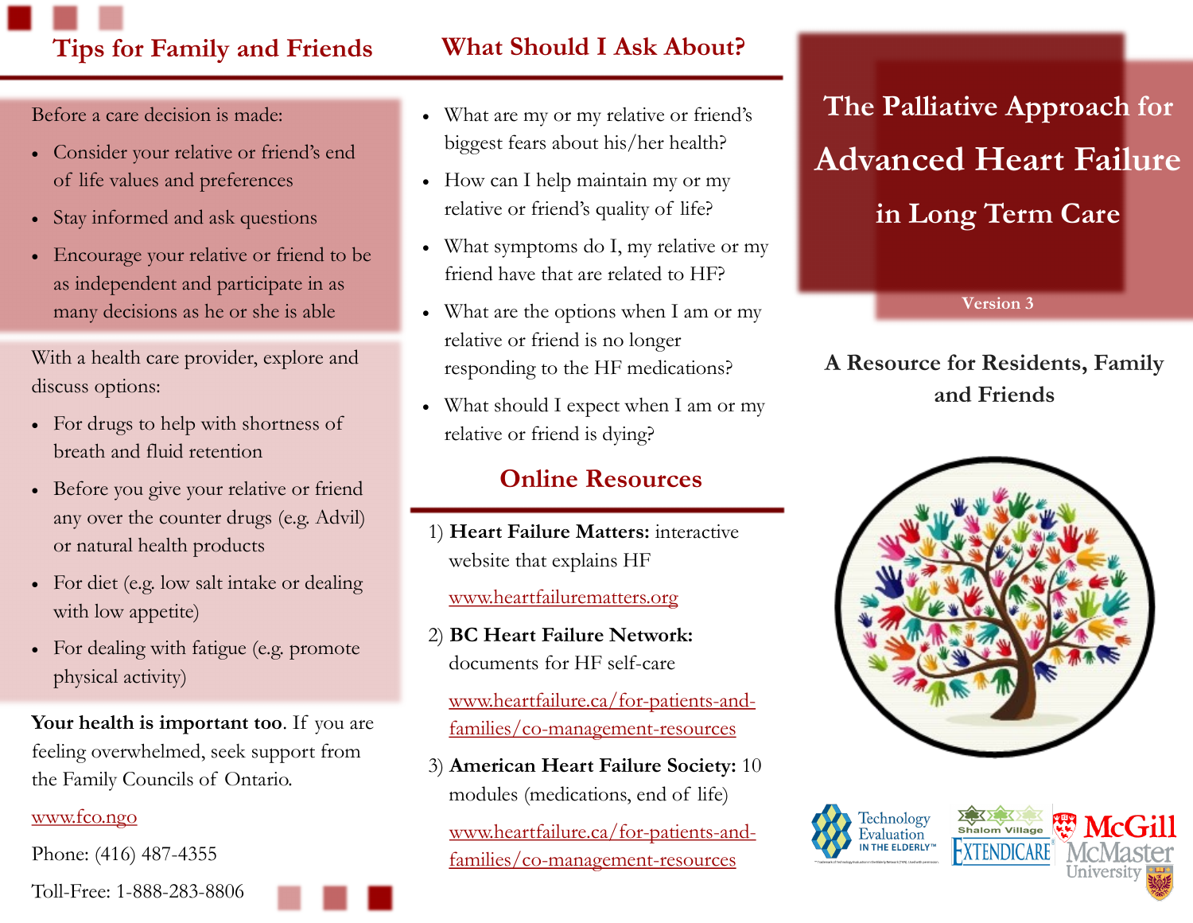## Tips for Family and Friends

Before a care decision is made:

- Consider your relative or friend's end of life values and preferences
- Stay informed and ask questions
- Encourage your relative or friend to be as independent and participate in as many decisions as he or she is able

With a health care provider, explore and discuss options:

- For drugs to help with shortness of breath and fluid retention
- Before you give your relative or friend any over the counter drugs (e.g. Advil) or natural health products
- For diet (e.g. low salt intake or dealing with low appetite)
- For dealing with fatigue (e.g. promote physical activity)

**Your health is important too**. If you are feeling overwhelmed, seek support from the Family Councils of Ontario.

www.fco.ngo

Phone: (416) 487-4355

Toll-Free: 1-888-283-8806

## What Should I Ask About?

- What are my or my relative or friend's biggest fears about his/her health?
- How can I help maintain my or my relative or friend's quality of life?
- What symptoms do I, my relative or my friend have that are related to HF?
- What are the options when I am or my relative or friend is no longer responding to the HF medications?
- What should I expect when I am or my relative or friend is dying?

## Online Resources

1) **Heart Failure Matters:** interactive website that explains HF

   www.heartfailurematters.org

2) **BC Heart Failure Network:** documents for HF self-care

   www.heartfailure.ca/for-patients-and-families/co-management-resources

3) **American Heart Failure Society:** 10 modules (medications, end of life)

   www.heartfailure.ca/for-patients-and-families/co-management-resources

# The Palliative Approach for Advanced Heart Failure in Long Term Care

Version 3

### A Resource for Residents, Family and Friends

Technology Evaluation in the Elderly™ | Shalom Village | Extendicare | McGill | McMaster University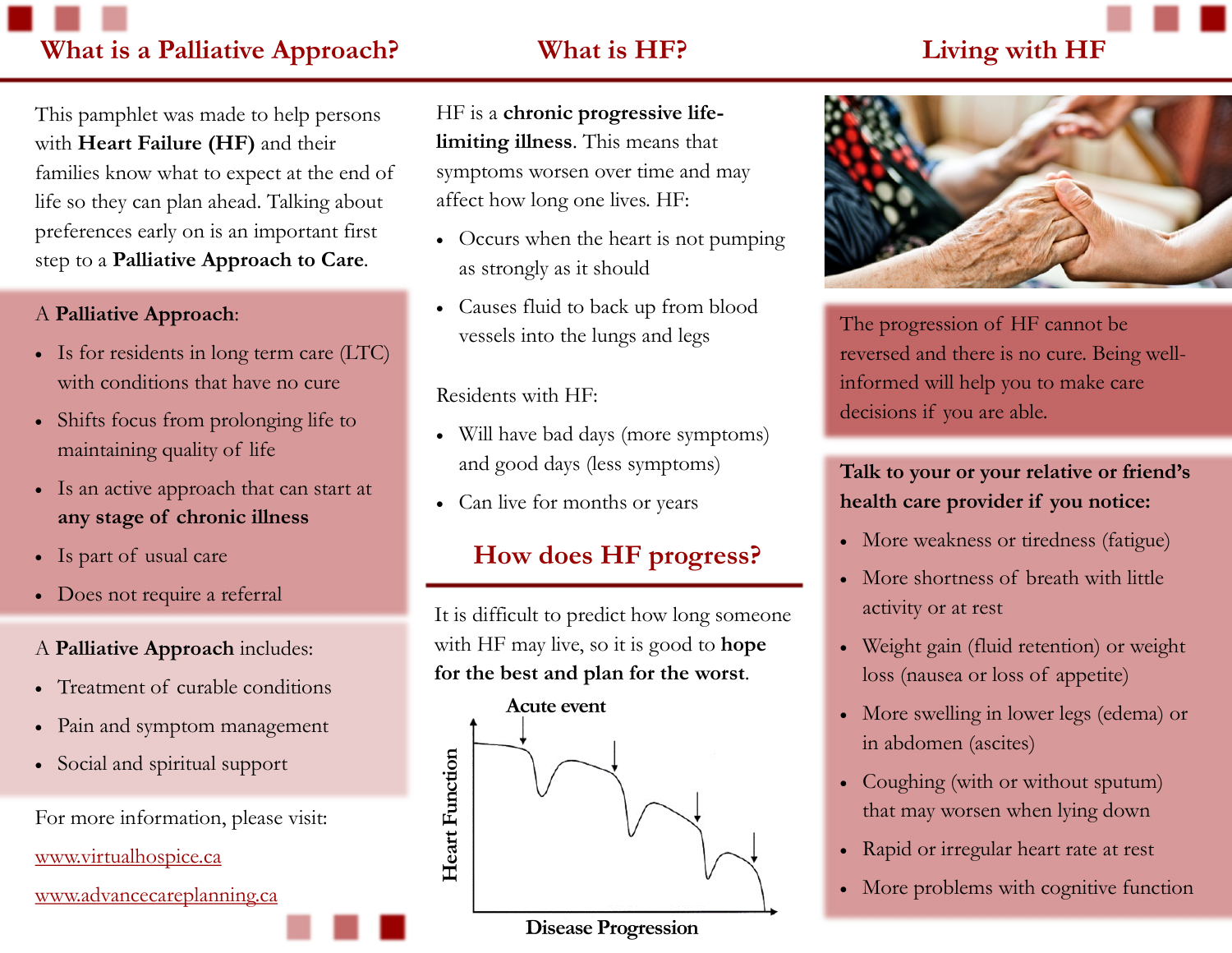## What is a Palliative Approach?

This pamphlet was made to help persons with **Heart Failure (HF)** and their families know what to expect at the end of life so they can plan ahead. Talking about preferences early on is an important first step to a **Palliative Approach to Care**.

A **Palliative Approach**:

- Is for residents in long term care (LTC) with conditions that have no cure
- Shifts focus from prolonging life to maintaining quality of life
- Is an active approach that can start at **any stage of chronic illness**
- Is part of usual care
- Does not require a referral

A **Palliative Approach** includes:

- Treatment of curable conditions
- Pain and symptom management
- Social and spiritual support

For more information, please visit:

www.virtualhospice.ca

www.advancecareplanning.ca

## What is HF?

HF is a **chronic progressive life-limiting illness**. This means that symptoms worsen over time and may affect how long one lives. HF:

- Occurs when the heart is not pumping as strongly as it should
- Causes fluid to back up from blood vessels into the lungs and legs

Residents with HF:

- Will have bad days (more symptoms) and good days (less symptoms)
- Can live for months or years

## How does HF progress?

It is difficult to predict how long someone with HF may live, so it is good to **hope for the best and plan for the worst**.

Acute event

Heart Function

Disease Progression

## Living with HF

The progression of HF cannot be reversed and there is no cure. Being well-informed will help you to make care decisions if you are able.

**Talk to your or your relative or friend's health care provider if you notice:**

- More weakness or tiredness (fatigue)
- More shortness of breath with little activity or at rest
- Weight gain (fluid retention) or weight loss (nausea or loss of appetite)
- More swelling in lower legs (edema) or in abdomen (ascites)
- Coughing (with or without sputum) that may worsen when lying down
- Rapid or irregular heart rate at rest
- More problems with cognitive function